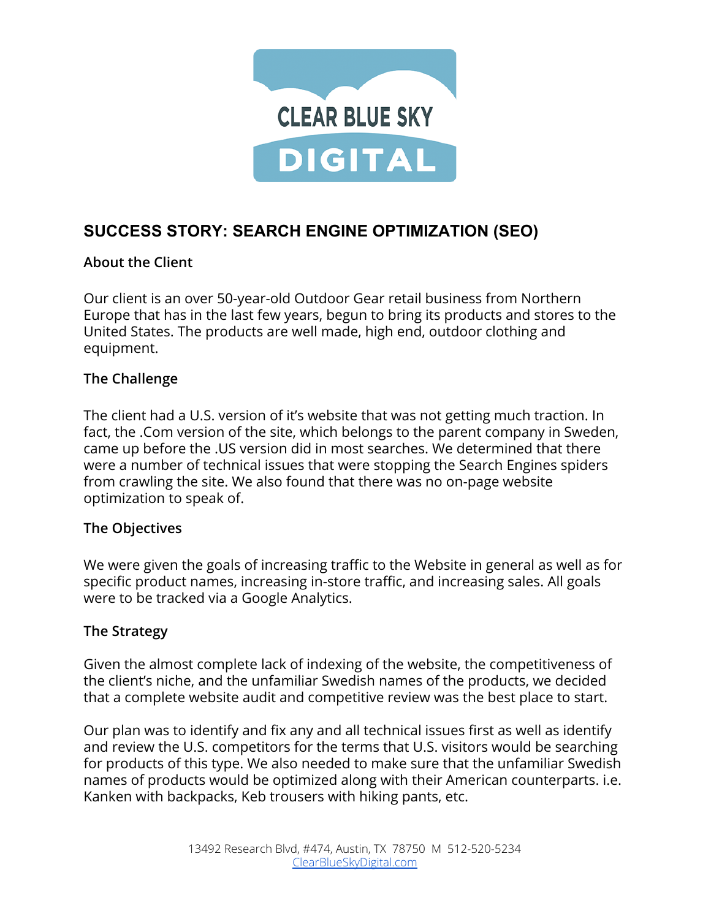CLEAR BLUE SKY

DIGITAL

# SUCCESS STORY: SEARCH ENGINE OPTIMIZATION (SEO)

## About the Client

Our client is an over 50-year-old Outdoor Gear retail business from Northern Europe that has in the last few years, begun to bring its products and stores to the United States. The products are well made, high end, outdoor clothing and equipment.

## The Challenge

The client had a U.S. version of it's website that was not getting much traction. In fact, the .Com version of the site, which belongs to the parent company in Sweden, came up before the .US version did in most searches. We determined that there were a number of technical issues that were stopping the Search Engines spiders from crawling the site. We also found that there was no on-page website optimization to speak of.

## The Objectives

We were given the goals of increasing traffic to the Website in general as well as for specific product names, increasing in-store traffic, and increasing sales. All goals were to be tracked via a Google Analytics.

## The Strategy

Given the almost complete lack of indexing of the website, the competitiveness of the client's niche, and the unfamiliar Swedish names of the products, we decided that a complete website audit and competitive review was the best place to start.

Our plan was to identify and fix any and all technical issues first as well as identify and review the U.S. competitors for the terms that U.S. visitors would be searching for products of this type. We also needed to make sure that the unfamiliar Swedish names of products would be optimized along with their American counterparts. i.e. Kanken with backpacks, Keb trousers with hiking pants, etc.

13492 Research Blvd, #474, Austin, TX 78750 M 512-520-5234
ClearBlueSkyDigital.com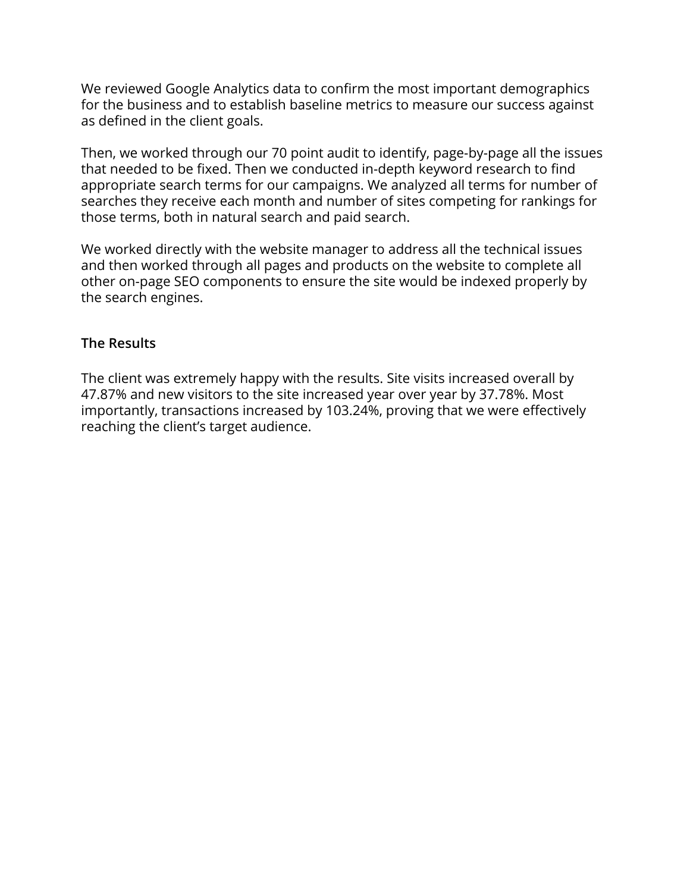We reviewed Google Analytics data to confirm the most important demographics for the business and to establish baseline metrics to measure our success against as defined in the client goals.

Then, we worked through our 70 point audit to identify, page-by-page all the issues that needed to be fixed. Then we conducted in-depth keyword research to find appropriate search terms for our campaigns. We analyzed all terms for number of searches they receive each month and number of sites competing for rankings for those terms, both in natural search and paid search.

We worked directly with the website manager to address all the technical issues and then worked through all pages and products on the website to complete all other on-page SEO components to ensure the site would be indexed properly by the search engines.

**The Results**

The client was extremely happy with the results. Site visits increased overall by 47.87% and new visitors to the site increased year over year by 37.78%. Most importantly, transactions increased by 103.24%, proving that we were effectively reaching the client's target audience.